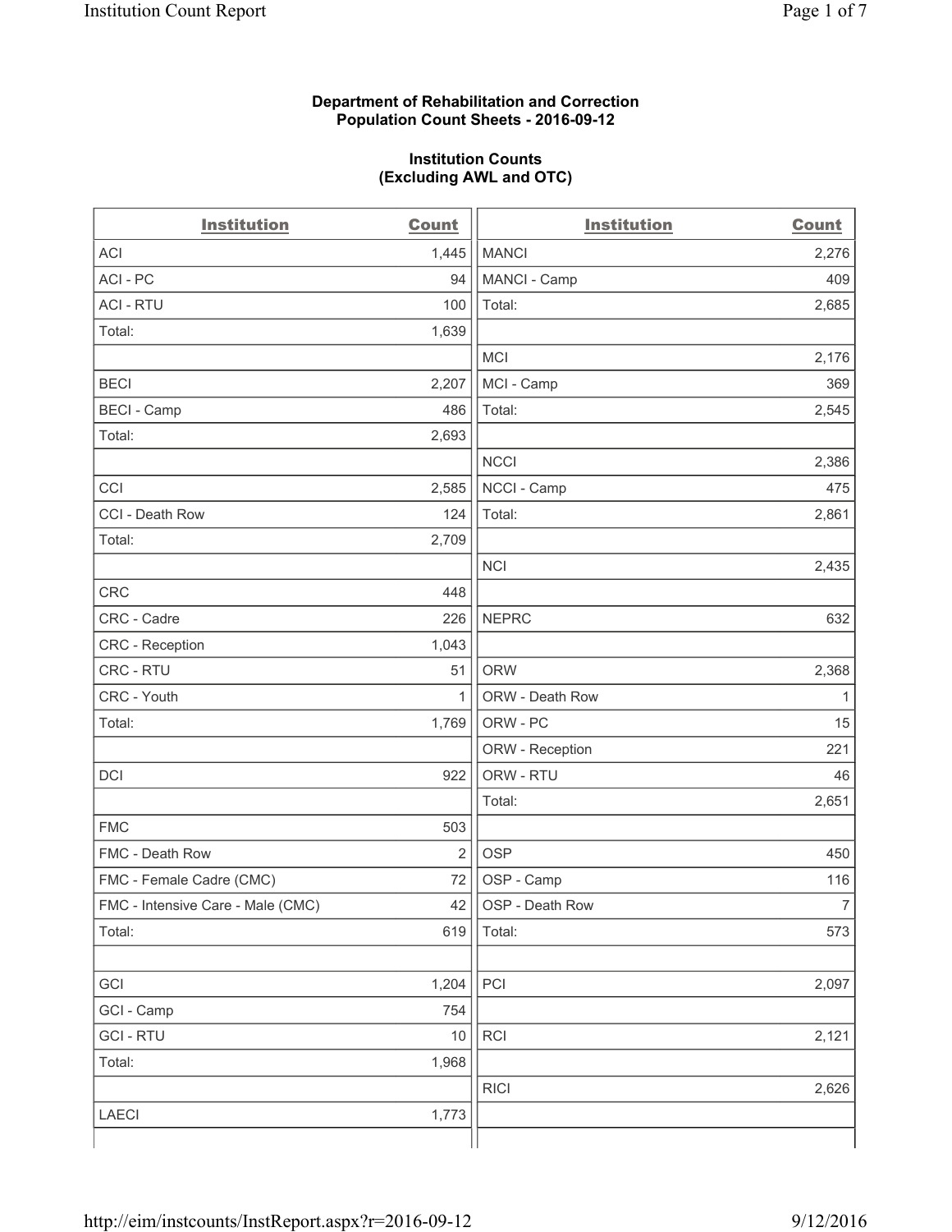**Department of Rehabilitation and Correction**
**Population Count Sheets - 2016-09-12**

**Institution Counts**
**(Excluding AWL and OTC)**

| Institution | Count | Institution | Count |
|---|---|---|---|
| ACI | 1,445 | MANCI | 2,276 |
| ACI - PC | 94 | MANCI - Camp | 409 |
| ACI - RTU | 100 | Total: | 2,685 |
| Total: | 1,639 | | |
| | | MCI | 2,176 |
| BECI | 2,207 | MCI - Camp | 369 |
| BECI - Camp | 486 | Total: | 2,545 |
| Total: | 2,693 | | |
| | | NCCI | 2,386 |
| CCI | 2,585 | NCCI - Camp | 475 |
| CCI - Death Row | 124 | Total: | 2,861 |
| Total: | 2,709 | | |
| | | NCI | 2,435 |
| CRC | 448 | | |
| CRC - Cadre | 226 | NEPRC | 632 |
| CRC - Reception | 1,043 | | |
| CRC - RTU | 51 | ORW | 2,368 |
| CRC - Youth | 1 | ORW - Death Row | 1 |
| Total: | 1,769 | ORW - PC | 15 |
| | | ORW - Reception | 221 |
| DCI | 922 | ORW - RTU | 46 |
| | | Total: | 2,651 |
| FMC | 503 | | |
| FMC - Death Row | 2 | OSP | 450 |
| FMC - Female Cadre (CMC) | 72 | OSP - Camp | 116 |
| FMC - Intensive Care - Male (CMC) | 42 | OSP - Death Row | 7 |
| Total: | 619 | Total: | 573 |
| | | | |
| GCI | 1,204 | PCI | 2,097 |
| GCI - Camp | 754 | | |
| GCI - RTU | 10 | RCI | 2,121 |
| Total: | 1,968 | | |
| | | RICI | 2,626 |
| LAECI | 1,773 | | |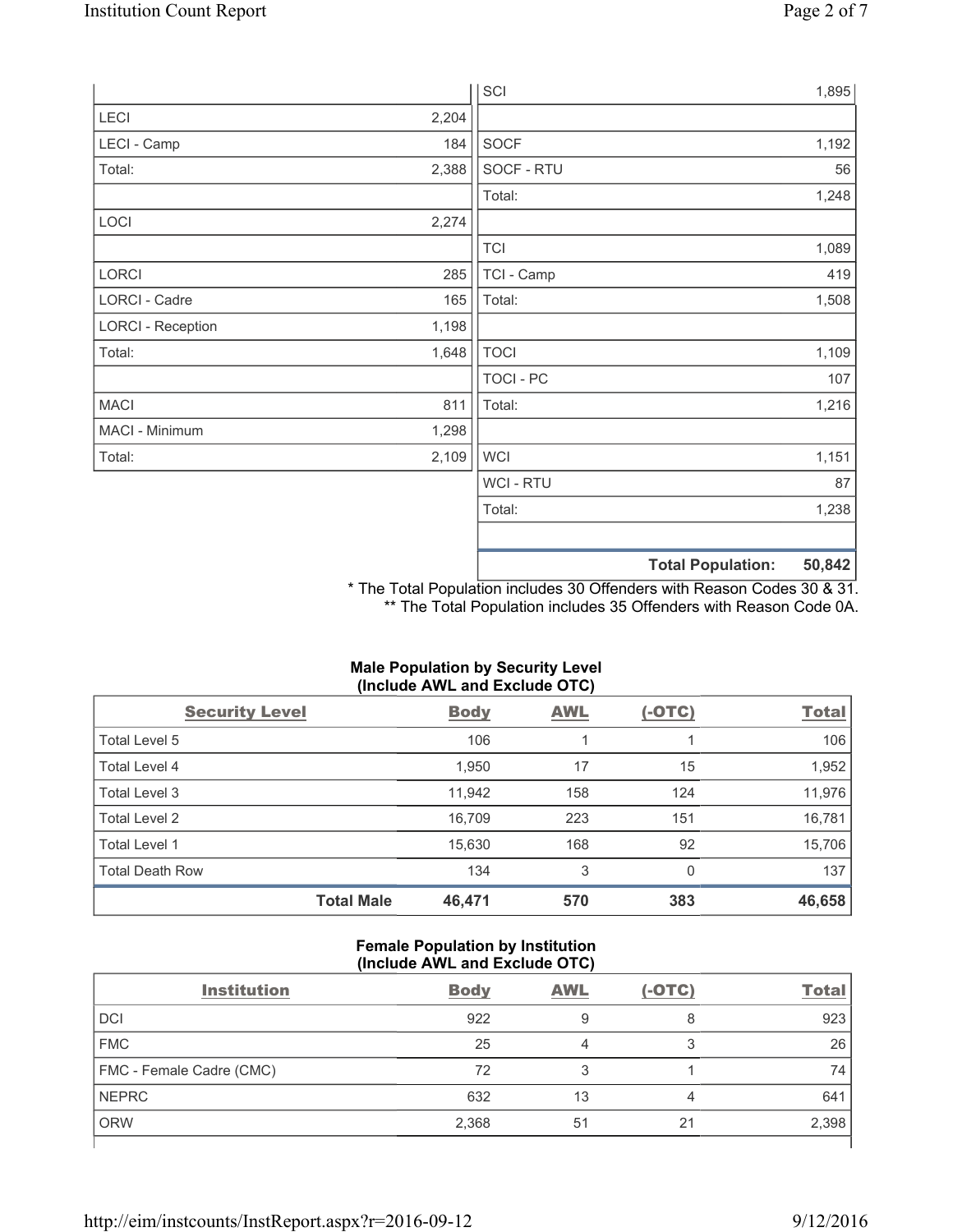| | |
|---|---|
| LECI | 2,204 |
| LECI - Camp | 184 |
| Total: | 2,388 |
| | |
| LOCI | 2,274 |
| | |
| LORCI | 285 |
| LORCI - Cadre | 165 |
| LORCI - Reception | 1,198 |
| Total: | 1,648 |
| | |
| MACI | 811 |
| MACI - Minimum | 1,298 |
| Total: | 2,109 |

| | |
|---|---|
| SCI | 1,895 |
| | |
| SOCF | 1,192 |
| SOCF - RTU | 56 |
| Total: | 1,248 |
| | |
| TCI | 1,089 |
| TCI - Camp | 419 |
| Total: | 1,508 |
| | |
| TOCI | 1,109 |
| TOCI - PC | 107 |
| Total: | 1,216 |
| | |
| WCI | 1,151 |
| WCI - RTU | 87 |
| Total: | 1,238 |
| | |
| **Total Population:** | **50,842** |

\* The Total Population includes 30 Offenders with Reason Codes 30 & 31.
\** The Total Population includes 35 Offenders with Reason Code 0A.

**Male Population by Security Level (Include AWL and Exclude OTC)**

| Security Level | Body | AWL | (-OTC) | Total |
|---|---|---|---|---|
| Total Level 5 | 106 | 1 | 1 | 106 |
| Total Level 4 | 1,950 | 17 | 15 | 1,952 |
| Total Level 3 | 11,942 | 158 | 124 | 11,976 |
| Total Level 2 | 16,709 | 223 | 151 | 16,781 |
| Total Level 1 | 15,630 | 168 | 92 | 15,706 |
| Total Death Row | 134 | 3 | 0 | 137 |
| **Total Male** | **46,471** | **570** | **383** | **46,658** |

**Female Population by Institution (Include AWL and Exclude OTC)**

| Institution | Body | AWL | (-OTC) | Total |
|---|---|---|---|---|
| DCI | 922 | 9 | 8 | 923 |
| FMC | 25 | 4 | 3 | 26 |
| FMC - Female Cadre (CMC) | 72 | 3 | 1 | 74 |
| NEPRC | 632 | 13 | 4 | 641 |
| ORW | 2,368 | 51 | 21 | 2,398 |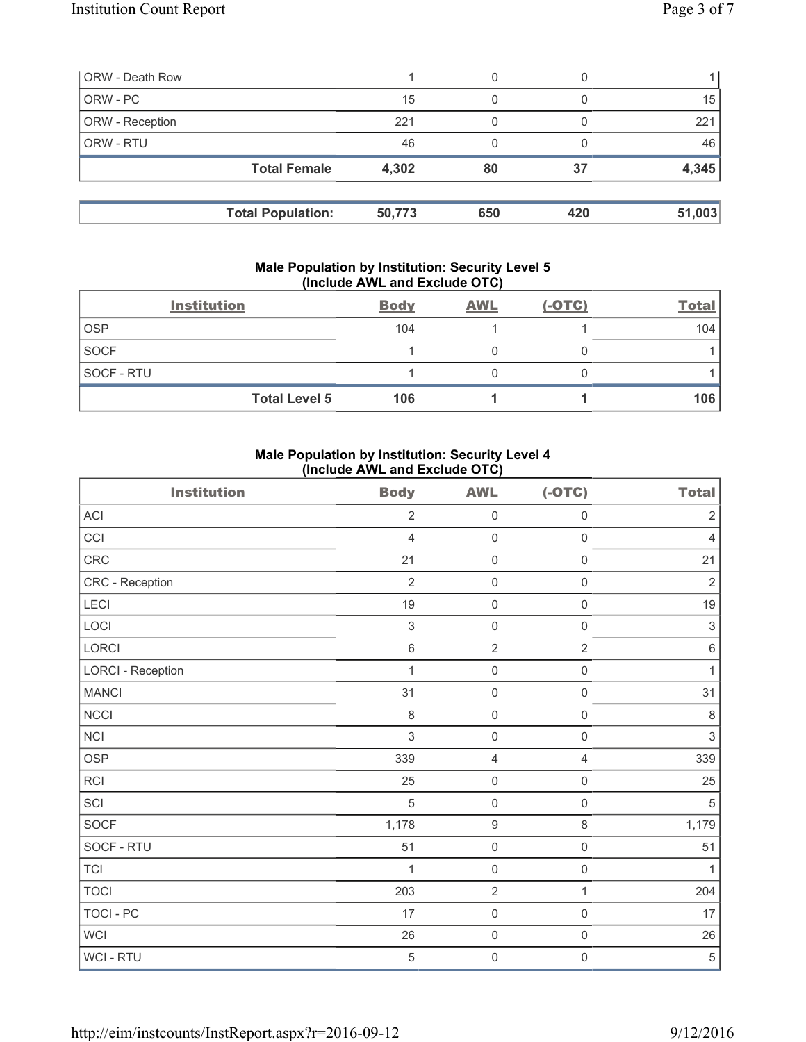| | | | | |
|---|---|---|---|---|
| ORW - Death Row | 1 | 0 | 0 | 1 |
| ORW - PC | 15 | 0 | 0 | 15 |
| ORW - Reception | 221 | 0 | 0 | 221 |
| ORW - RTU | 46 | 0 | 0 | 46 |
| **Total Female** | **4,302** | **80** | **37** | **4,345** |

| | | | | |
|---|---|---|---|---|
| **Total Population:** | **50,773** | **650** | **420** | **51,003** |

### Male Population by Institution: Security Level 5 (Include AWL and Exclude OTC)

| Institution | Body | AWL | (-OTC) | Total |
|---|---|---|---|---|
| OSP | 104 | 1 | 1 | 104 |
| SOCF | 1 | 0 | 0 | 1 |
| SOCF - RTU | 1 | 0 | 0 | 1 |
| **Total Level 5** | **106** | **1** | **1** | **106** |

### Male Population by Institution: Security Level 4 (Include AWL and Exclude OTC)

| Institution | Body | AWL | (-OTC) | Total |
|---|---|---|---|---|
| ACI | 2 | 0 | 0 | 2 |
| CCI | 4 | 0 | 0 | 4 |
| CRC | 21 | 0 | 0 | 21 |
| CRC - Reception | 2 | 0 | 0 | 2 |
| LECI | 19 | 0 | 0 | 19 |
| LOCI | 3 | 0 | 0 | 3 |
| LORCI | 6 | 2 | 2 | 6 |
| LORCI - Reception | 1 | 0 | 0 | 1 |
| MANCI | 31 | 0 | 0 | 31 |
| NCCI | 8 | 0 | 0 | 8 |
| NCI | 3 | 0 | 0 | 3 |
| OSP | 339 | 4 | 4 | 339 |
| RCI | 25 | 0 | 0 | 25 |
| SCI | 5 | 0 | 0 | 5 |
| SOCF | 1,178 | 9 | 8 | 1,179 |
| SOCF - RTU | 51 | 0 | 0 | 51 |
| TCI | 1 | 0 | 0 | 1 |
| TOCI | 203 | 2 | 1 | 204 |
| TOCI - PC | 17 | 0 | 0 | 17 |
| WCI | 26 | 0 | 0 | 26 |
| WCI - RTU | 5 | 0 | 0 | 5 |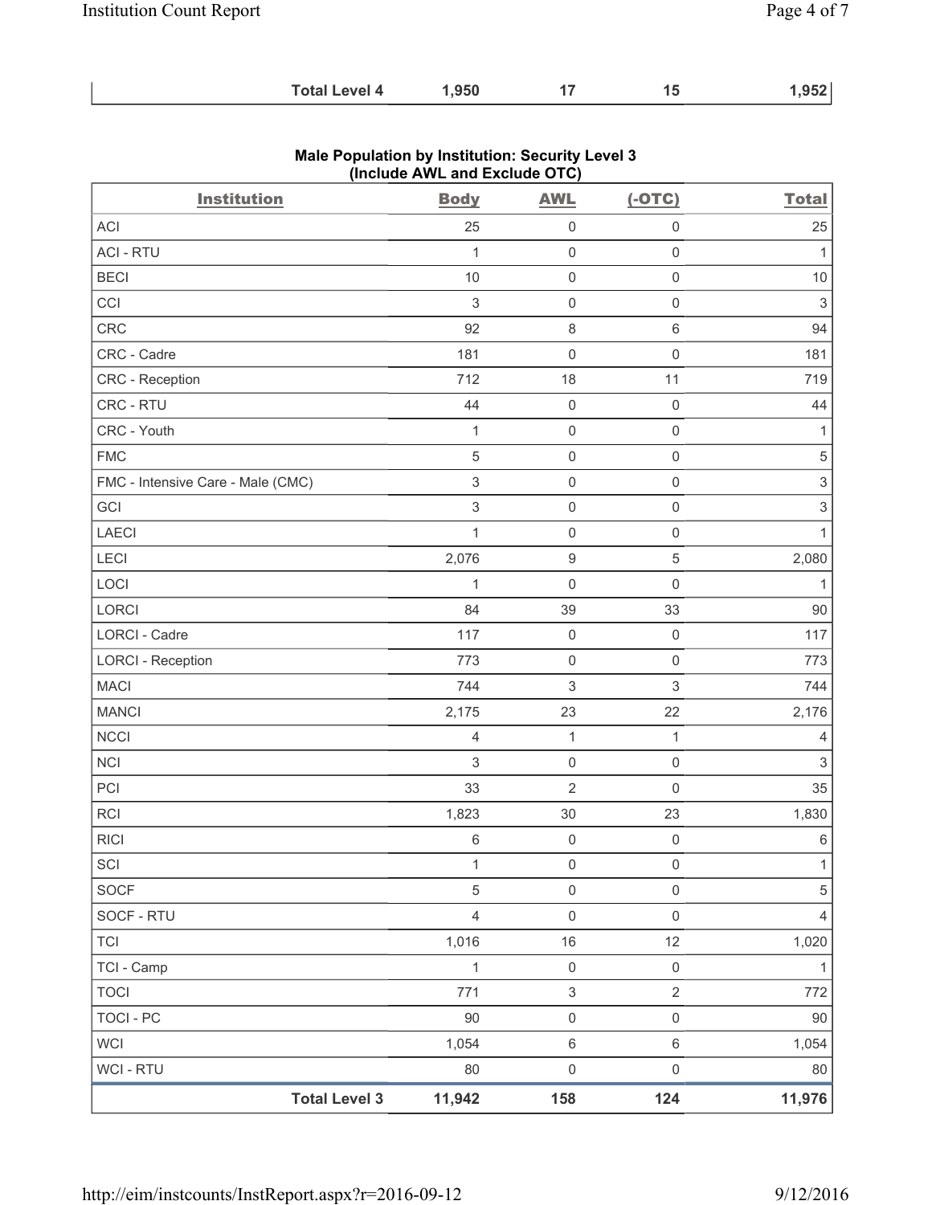| | Total Level 4 | 1,950 | 17 | 15 | 1,952 |
|---|---|---|---|---|---|

## Male Population by Institution: Security Level 3 (Include AWL and Exclude OTC)

| Institution | Body | AWL | (-OTC) | Total |
|---|---|---|---|---|
| ACI | 25 | 0 | 0 | 25 |
| ACI - RTU | 1 | 0 | 0 | 1 |
| BECI | 10 | 0 | 0 | 10 |
| CCI | 3 | 0 | 0 | 3 |
| CRC | 92 | 8 | 6 | 94 |
| CRC - Cadre | 181 | 0 | 0 | 181 |
| CRC - Reception | 712 | 18 | 11 | 719 |
| CRC - RTU | 44 | 0 | 0 | 44 |
| CRC - Youth | 1 | 0 | 0 | 1 |
| FMC | 5 | 0 | 0 | 5 |
| FMC - Intensive Care - Male (CMC) | 3 | 0 | 0 | 3 |
| GCI | 3 | 0 | 0 | 3 |
| LAECI | 1 | 0 | 0 | 1 |
| LECI | 2,076 | 9 | 5 | 2,080 |
| LOCI | 1 | 0 | 0 | 1 |
| LORCI | 84 | 39 | 33 | 90 |
| LORCI - Cadre | 117 | 0 | 0 | 117 |
| LORCI - Reception | 773 | 0 | 0 | 773 |
| MACI | 744 | 3 | 3 | 744 |
| MANCI | 2,175 | 23 | 22 | 2,176 |
| NCCI | 4 | 1 | 1 | 4 |
| NCI | 3 | 0 | 0 | 3 |
| PCI | 33 | 2 | 0 | 35 |
| RCI | 1,823 | 30 | 23 | 1,830 |
| RICI | 6 | 0 | 0 | 6 |
| SCI | 1 | 0 | 0 | 1 |
| SOCF | 5 | 0 | 0 | 5 |
| SOCF - RTU | 4 | 0 | 0 | 4 |
| TCI | 1,016 | 16 | 12 | 1,020 |
| TCI - Camp | 1 | 0 | 0 | 1 |
| TOCI | 771 | 3 | 2 | 772 |
| TOCI - PC | 90 | 0 | 0 | 90 |
| WCI | 1,054 | 6 | 6 | 1,054 |
| WCI - RTU | 80 | 0 | 0 | 80 |
| Total Level 3 | 11,942 | 158 | 124 | 11,976 |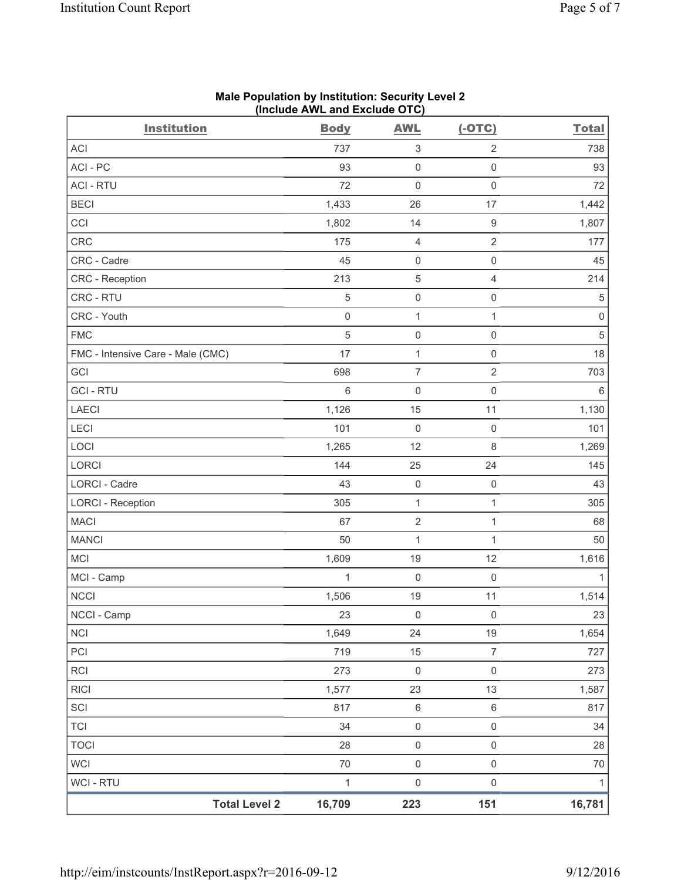**Male Population by Institution: Security Level 2**
**(Include AWL and Exclude OTC)**

| Institution | Body | AWL | (-OTC) | Total |
|---|---|---|---|---|
| ACI | 737 | 3 | 2 | 738 |
| ACI - PC | 93 | 0 | 0 | 93 |
| ACI - RTU | 72 | 0 | 0 | 72 |
| BECI | 1,433 | 26 | 17 | 1,442 |
| CCI | 1,802 | 14 | 9 | 1,807 |
| CRC | 175 | 4 | 2 | 177 |
| CRC - Cadre | 45 | 0 | 0 | 45 |
| CRC - Reception | 213 | 5 | 4 | 214 |
| CRC - RTU | 5 | 0 | 0 | 5 |
| CRC - Youth | 0 | 1 | 1 | 0 |
| FMC | 5 | 0 | 0 | 5 |
| FMC - Intensive Care - Male (CMC) | 17 | 1 | 0 | 18 |
| GCI | 698 | 7 | 2 | 703 |
| GCI - RTU | 6 | 0 | 0 | 6 |
| LAECI | 1,126 | 15 | 11 | 1,130 |
| LECI | 101 | 0 | 0 | 101 |
| LOCI | 1,265 | 12 | 8 | 1,269 |
| LORCI | 144 | 25 | 24 | 145 |
| LORCI - Cadre | 43 | 0 | 0 | 43 |
| LORCI - Reception | 305 | 1 | 1 | 305 |
| MACI | 67 | 2 | 1 | 68 |
| MANCI | 50 | 1 | 1 | 50 |
| MCI | 1,609 | 19 | 12 | 1,616 |
| MCI - Camp | 1 | 0 | 0 | 1 |
| NCCI | 1,506 | 19 | 11 | 1,514 |
| NCCI - Camp | 23 | 0 | 0 | 23 |
| NCI | 1,649 | 24 | 19 | 1,654 |
| PCI | 719 | 15 | 7 | 727 |
| RCI | 273 | 0 | 0 | 273 |
| RICI | 1,577 | 23 | 13 | 1,587 |
| SCI | 817 | 6 | 6 | 817 |
| TCI | 34 | 0 | 0 | 34 |
| TOCI | 28 | 0 | 0 | 28 |
| WCI | 70 | 0 | 0 | 70 |
| WCI - RTU | 1 | 0 | 0 | 1 |
| **Total Level 2** | **16,709** | **223** | **151** | **16,781** |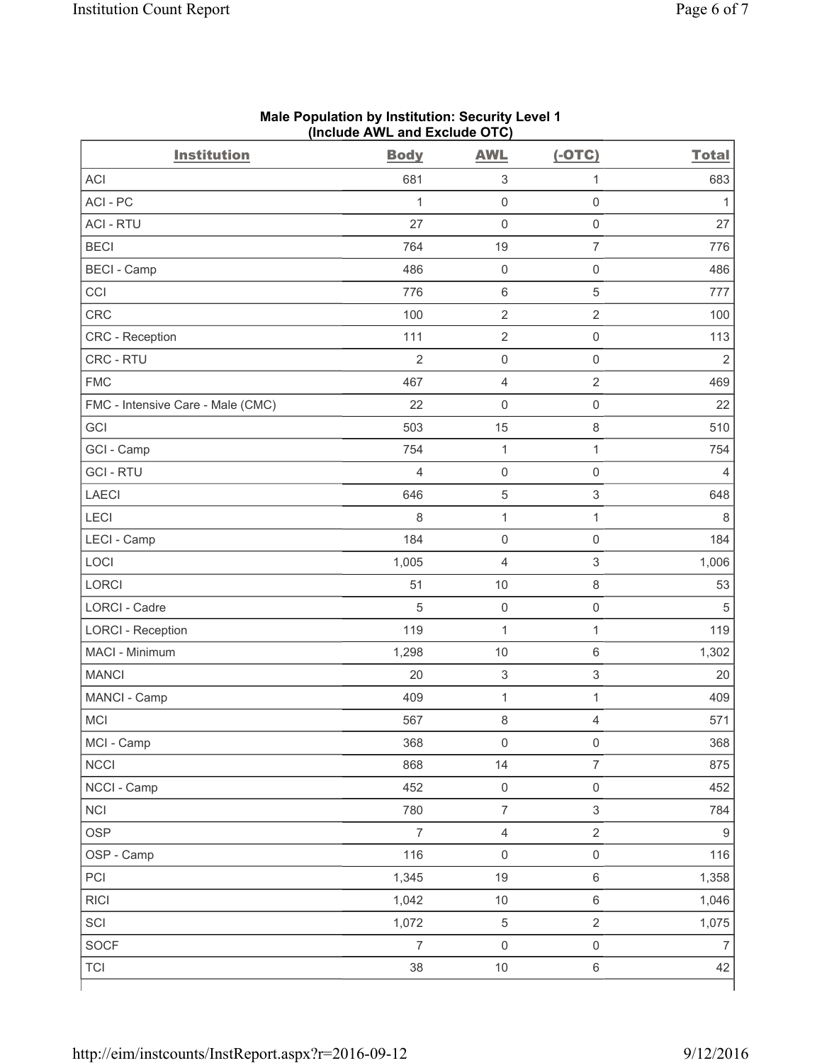**Male Population by Institution: Security Level 1**
**(Include AWL and Exclude OTC)**

| Institution | Body | AWL | (-OTC) | Total |
|---|---|---|---|---|
| ACI | 681 | 3 | 1 | 683 |
| ACI - PC | 1 | 0 | 0 | 1 |
| ACI - RTU | 27 | 0 | 0 | 27 |
| BECI | 764 | 19 | 7 | 776 |
| BECI - Camp | 486 | 0 | 0 | 486 |
| CCI | 776 | 6 | 5 | 777 |
| CRC | 100 | 2 | 2 | 100 |
| CRC - Reception | 111 | 2 | 0 | 113 |
| CRC - RTU | 2 | 0 | 0 | 2 |
| FMC | 467 | 4 | 2 | 469 |
| FMC - Intensive Care - Male (CMC) | 22 | 0 | 0 | 22 |
| GCI | 503 | 15 | 8 | 510 |
| GCI - Camp | 754 | 1 | 1 | 754 |
| GCI - RTU | 4 | 0 | 0 | 4 |
| LAECI | 646 | 5 | 3 | 648 |
| LECI | 8 | 1 | 1 | 8 |
| LECI - Camp | 184 | 0 | 0 | 184 |
| LOCI | 1,005 | 4 | 3 | 1,006 |
| LORCI | 51 | 10 | 8 | 53 |
| LORCI - Cadre | 5 | 0 | 0 | 5 |
| LORCI - Reception | 119 | 1 | 1 | 119 |
| MACI - Minimum | 1,298 | 10 | 6 | 1,302 |
| MANCI | 20 | 3 | 3 | 20 |
| MANCI - Camp | 409 | 1 | 1 | 409 |
| MCI | 567 | 8 | 4 | 571 |
| MCI - Camp | 368 | 0 | 0 | 368 |
| NCCI | 868 | 14 | 7 | 875 |
| NCCI - Camp | 452 | 0 | 0 | 452 |
| NCI | 780 | 7 | 3 | 784 |
| OSP | 7 | 4 | 2 | 9 |
| OSP - Camp | 116 | 0 | 0 | 116 |
| PCI | 1,345 | 19 | 6 | 1,358 |
| RICI | 1,042 | 10 | 6 | 1,046 |
| SCI | 1,072 | 5 | 2 | 1,075 |
| SOCF | 7 | 0 | 0 | 7 |
| TCI | 38 | 10 | 6 | 42 |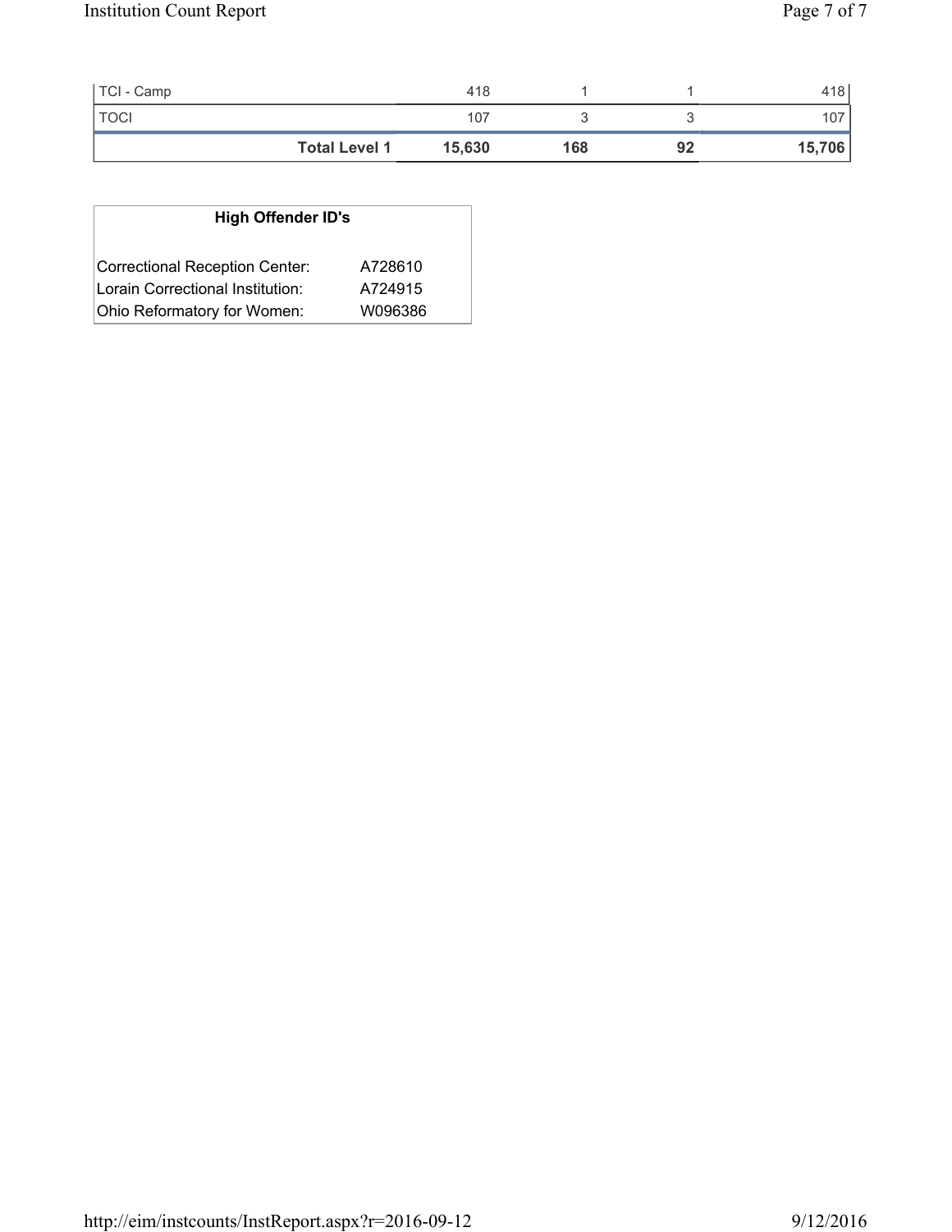| | | | | |
|---|---|---|---|---|
| TCI - Camp | 418 | 1 | 1 | 418 |
| TOCI | 107 | 3 | 3 | 107 |
| **Total Level 1** | **15,630** | **168** | **92** | **15,706** |

| **High Offender ID's** | |
|---|---|
| Correctional Reception Center: | A728610 |
| Lorain Correctional Institution: | A724915 |
| Ohio Reformatory for Women: | W096386 |